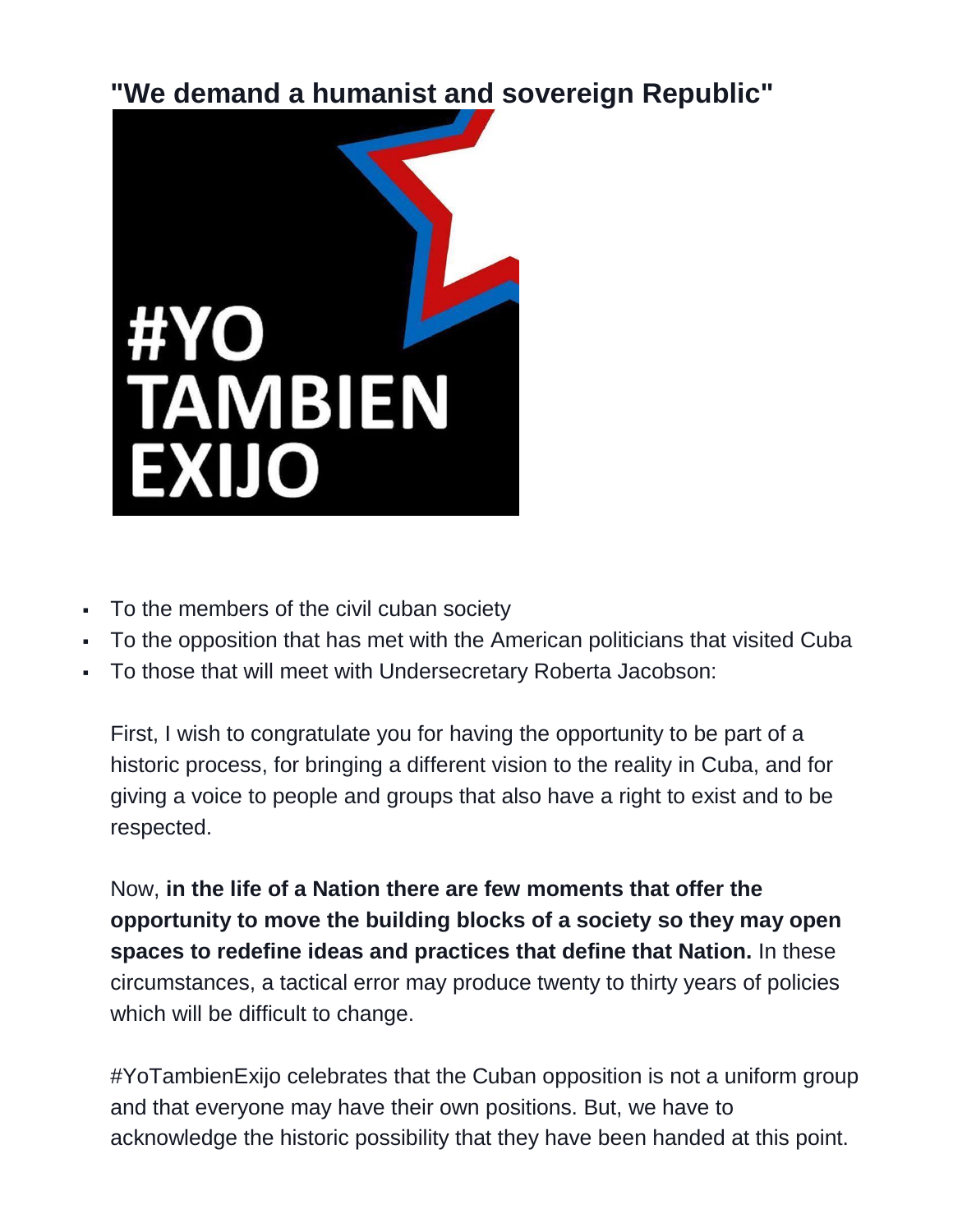# "We demand a humanist and sovereign Republic"

- To the members of the civil cuban society
- To the opposition that has met with the American politicians that visited Cuba
- To those that will meet with Undersecretary Roberta Jacobson:

First, I wish to congratulate you for having the opportunity to be part of a historic process, for bringing a different vision to the reality in Cuba, and for giving a voice to people and groups that also have a right to exist and to be respected.

Now, **in the life of a Nation there are few moments that offer the opportunity to move the building blocks of a society so they may open spaces to redefine ideas and practices that define that Nation.** In these circumstances, a tactical error may produce twenty to thirty years of policies which will be difficult to change.

#YoTambienExijo celebrates that the Cuban opposition is not a uniform group and that everyone may have their own positions. But, we have to acknowledge the historic possibility that they have been handed at this point.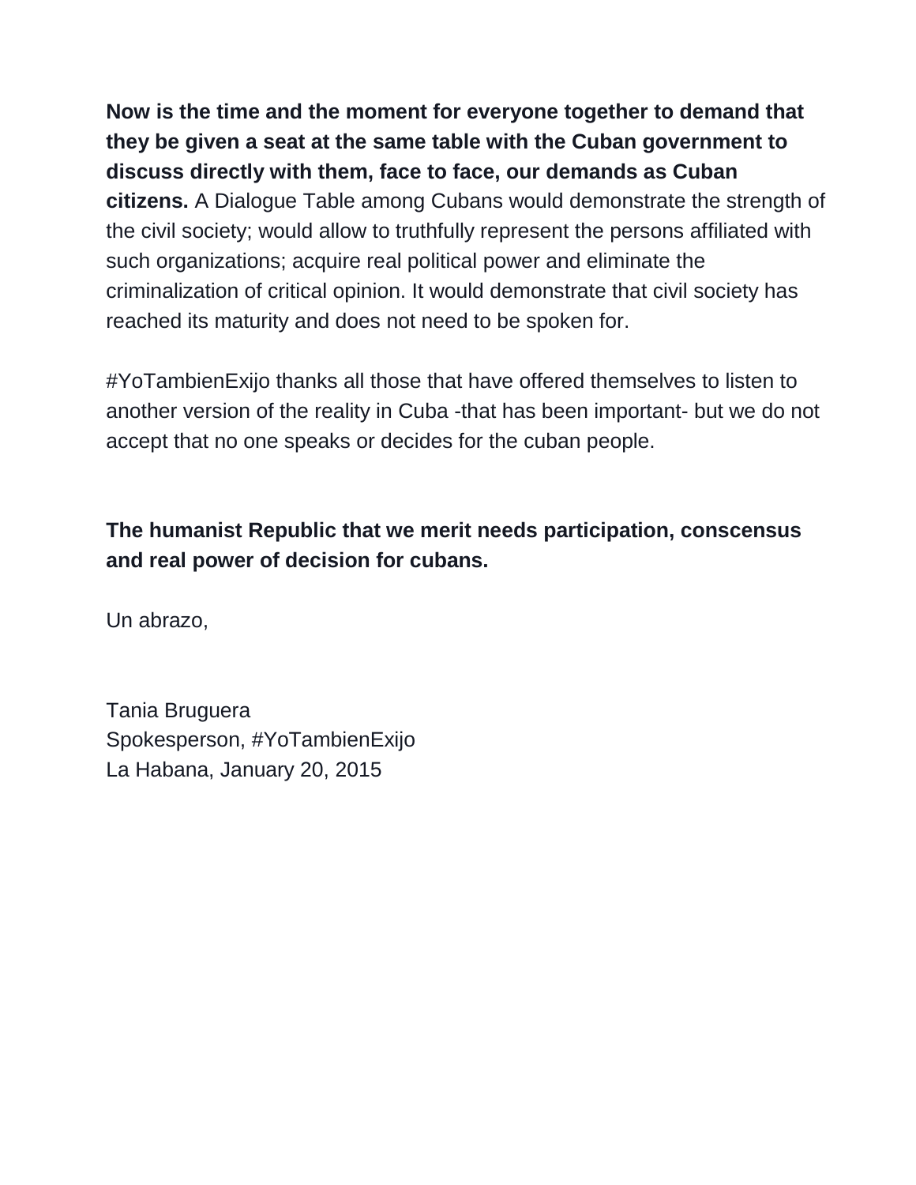**Now is the time and the moment for everyone together to demand that they be given a seat at the same table with the Cuban government to discuss directly with them, face to face, our demands as Cuban citizens.** A Dialogue Table among Cubans would demonstrate the strength of the civil society; would allow to truthfully represent the persons affiliated with such organizations; acquire real political power and eliminate the criminalization of critical opinion. It would demonstrate that civil society has reached its maturity and does not need to be spoken for.

#YoTambienExijo thanks all those that have offered themselves to listen to another version of the reality in Cuba -that has been important- but we do not accept that no one speaks or decides for the cuban people.

**The humanist Republic that we merit needs participation, conscensus and real power of decision for cubans.**

Un abrazo,

Tania Bruguera
Spokesperson, #YoTambienExijo
La Habana, January 20, 2015